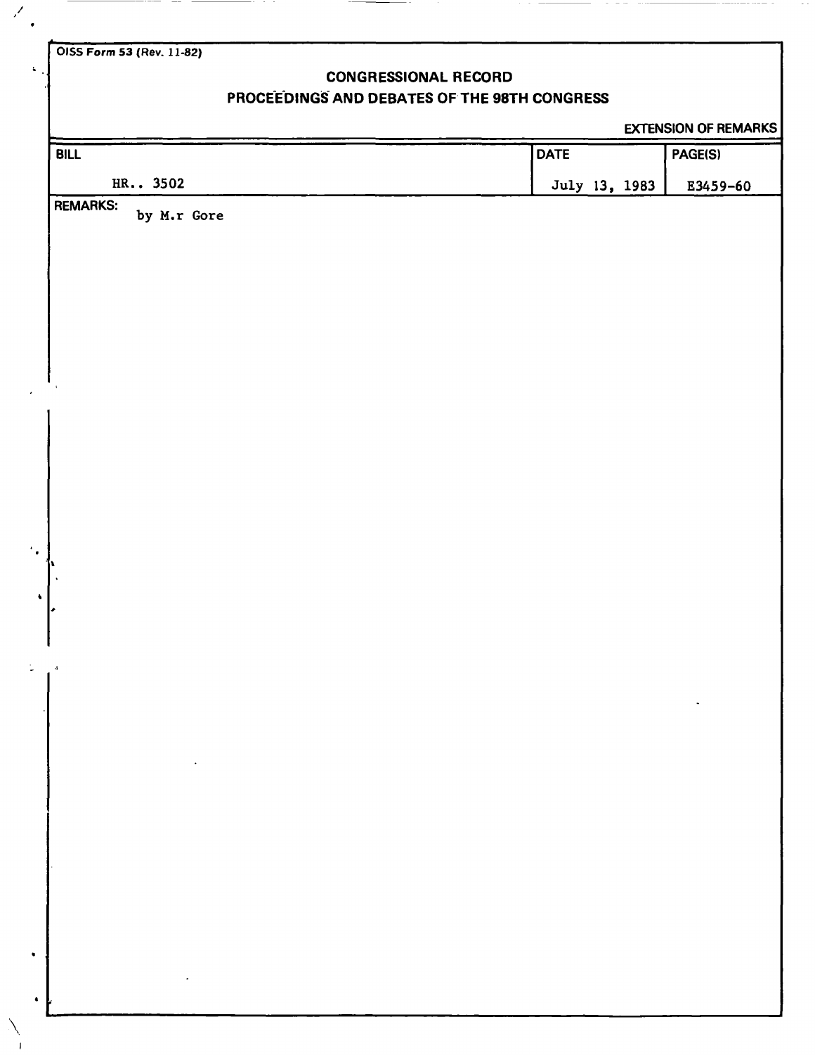OISS Form 53 (Rev. 11-82)

# CONGRESSIONAL RECORD
## PROCEEDINGS AND DEBATES OF THE 98TH CONGRESS

EXTENSION OF REMARKS

| BILL | DATE | PAGE(S) |
|---|---|---|
| HR.. 3502 | July 13, 1983 | E3459-60 |

REMARKS:
by M.r Gore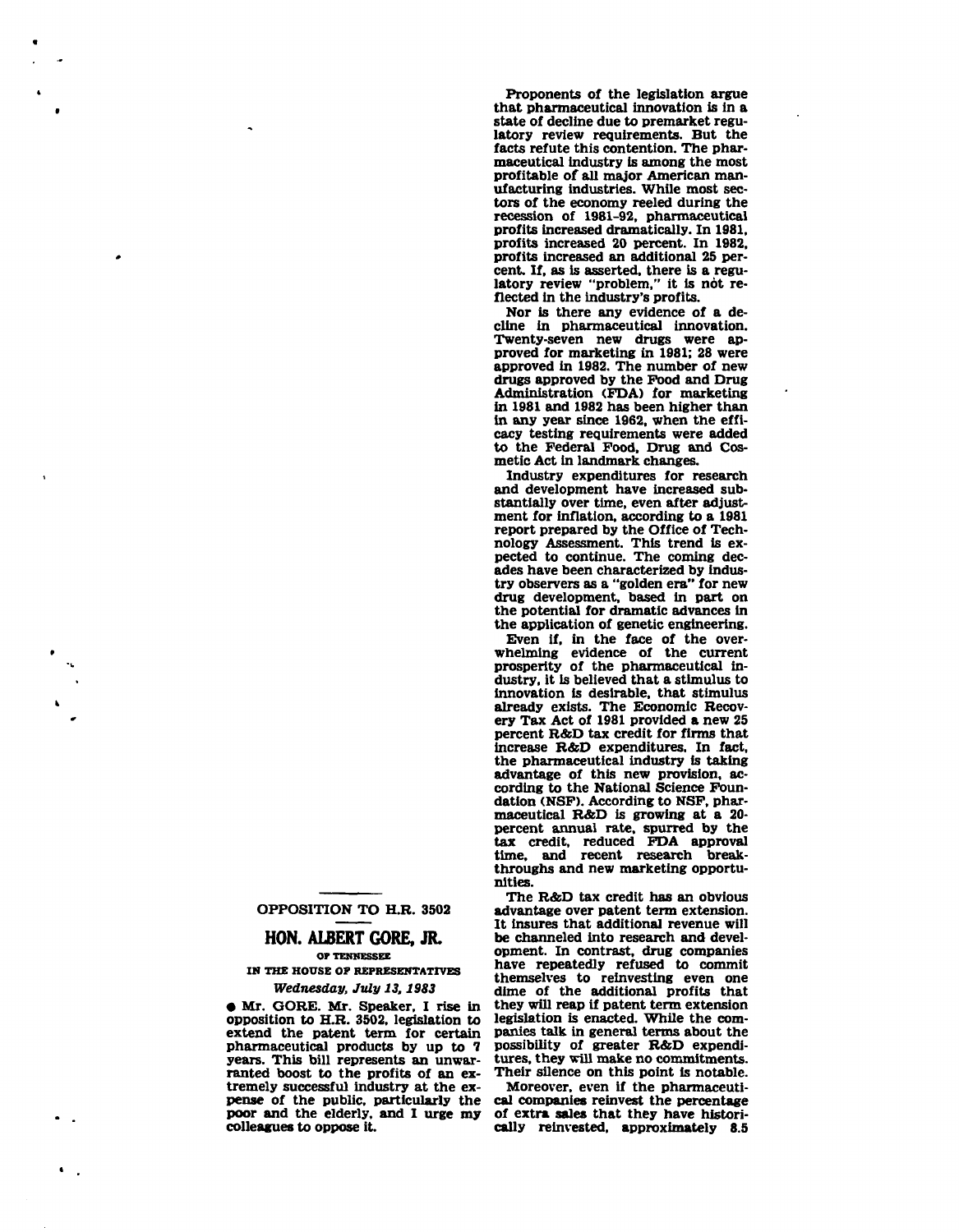## OPPOSITION TO H.R. 3502

### HON. ALBERT GORE, JR.

OF TENNESSEE

IN THE HOUSE OF REPRESENTATIVES

*Wednesday, July 13, 1983*

● Mr. GORE. Mr. Speaker, I rise in opposition to H.R. 3502, legislation to extend the patent term for certain pharmaceutical products by up to 7 years. This bill represents an unwarranted boost to the profits of an extremely successful industry at the expense of the public, particularly the poor and the elderly, and I urge my colleagues to oppose it.

Proponents of the legislation argue that pharmaceutical innovation is in a state of decline due to premarket regulatory review requirements. But the facts refute this contention. The pharmaceutical industry is among the most profitable of all major American manufacturing industries. While most sectors of the economy reeled during the recession of 1981-92, pharmaceutical profits increased dramatically. In 1981, profits increased 20 percent. In 1982, profits increased an additional 25 percent. If, as is asserted, there is a regulatory review "problem," it is not reflected in the industry's profits.

Nor is there any evidence of a decline in pharmaceutical innovation. Twenty-seven new drugs were approved for marketing in 1981; 28 were approved in 1982. The number of new drugs approved by the Food and Drug Administration (FDA) for marketing in 1981 and 1982 has been higher than in any year since 1962, when the efficacy testing requirements were added to the Federal Food, Drug and Cosmetic Act in landmark changes.

Industry expenditures for research and development have increased substantially over time, even after adjustment for inflation, according to a 1981 report prepared by the Office of Technology Assessment. This trend is expected to continue. The coming decades have been characterized by industry observers as a "golden era" for new drug development, based in part on the potential for dramatic advances in the application of genetic engineering.

Even if, in the face of the overwhelming evidence of the current prosperity of the pharmaceutical industry, it is believed that a stimulus to innovation is desirable, that stimulus already exists. The Economic Recovery Tax Act of 1981 provided a new 25 percent R&D tax credit for firms that increase R&D expenditures. In fact, the pharmaceutical industry is taking advantage of this new provision, according to the National Science Foundation (NSF). According to NSF, pharmaceutical R&D is growing at a 20-percent annual rate, spurred by the tax credit, reduced FDA approval time, and recent research breakthroughs and new marketing opportunities.

The R&D tax credit has an obvious advantage over patent term extension. It insures that additional revenue will be channeled into research and development. In contrast, drug companies have repeatedly refused to commit themselves to reinvesting even one dime of the additional profits that they will reap if patent term extension legislation is enacted. While the companies talk in general terms about the possibility of greater R&D expenditures, they will make no commitments. Their silence on this point is notable.

Moreover, even if the pharmaceutical companies reinvest the percentage of extra sales that they have historically reinvested, approximately 8.5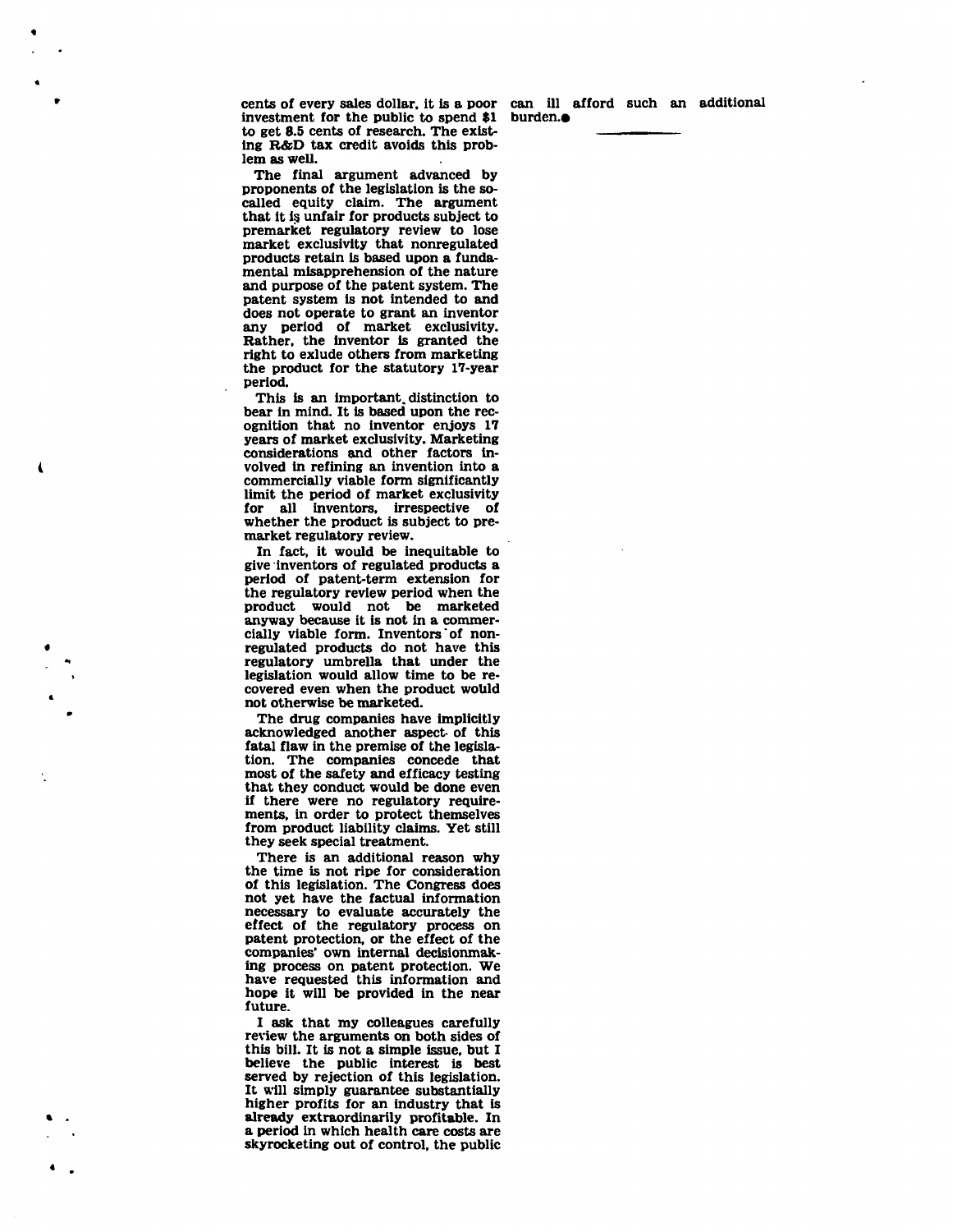cents of every sales dollar, it is a poor investment for the public to spend $1 to get 8.5 cents of research. The existing R&D tax credit avoids this problem as well.

The final argument advanced by proponents of the legislation is the so-called equity claim. The argument that it is unfair for products subject to premarket regulatory review to lose market exclusivity that nonregulated products retain is based upon a fundamental misapprehension of the nature and purpose of the patent system. The patent system is not intended to and does not operate to grant an inventor any period of market exclusivity. Rather, the inventor is granted the right to exlude others from marketing the product for the statutory 17-year period.

This is an important distinction to bear in mind. It is based upon the recognition that no inventor enjoys 17 years of market exclusivity. Marketing considerations and other factors involved in refining an invention into a commercially viable form significantly limit the period of market exclusivity for all inventors, irrespective of whether the product is subject to premarket regulatory review.

In fact, it would be inequitable to give inventors of regulated products a period of patent-term extension for the regulatory review period when the product would not be marketed anyway because it is not in a commercially viable form. Inventors of nonregulated products do not have this regulatory umbrella that under the legislation would allow time to be recovered even when the product would not otherwise be marketed.

The drug companies have implicitly acknowledged another aspect of this fatal flaw in the premise of the legislation. The companies concede that most of the safety and efficacy testing that they conduct would be done even if there were no regulatory requirements, in order to protect themselves from product liability claims. Yet still they seek special treatment.

There is an additional reason why the time is not ripe for consideration of this legislation. The Congress does not yet have the factual information necessary to evaluate accurately the effect of the regulatory process on patent protection, or the effect of the companies' own internal decisionmaking process on patent protection. We have requested this information and hope it will be provided in the near future.

I ask that my colleagues carefully review the arguments on both sides of this bill. It is not a simple issue, but I believe the public interest is best served by rejection of this legislation. It will simply guarantee substantially higher profits for an industry that is already extraordinarily profitable. In a period in which health care costs are skyrocketing out of control, the public can ill afford such an additional burden.●